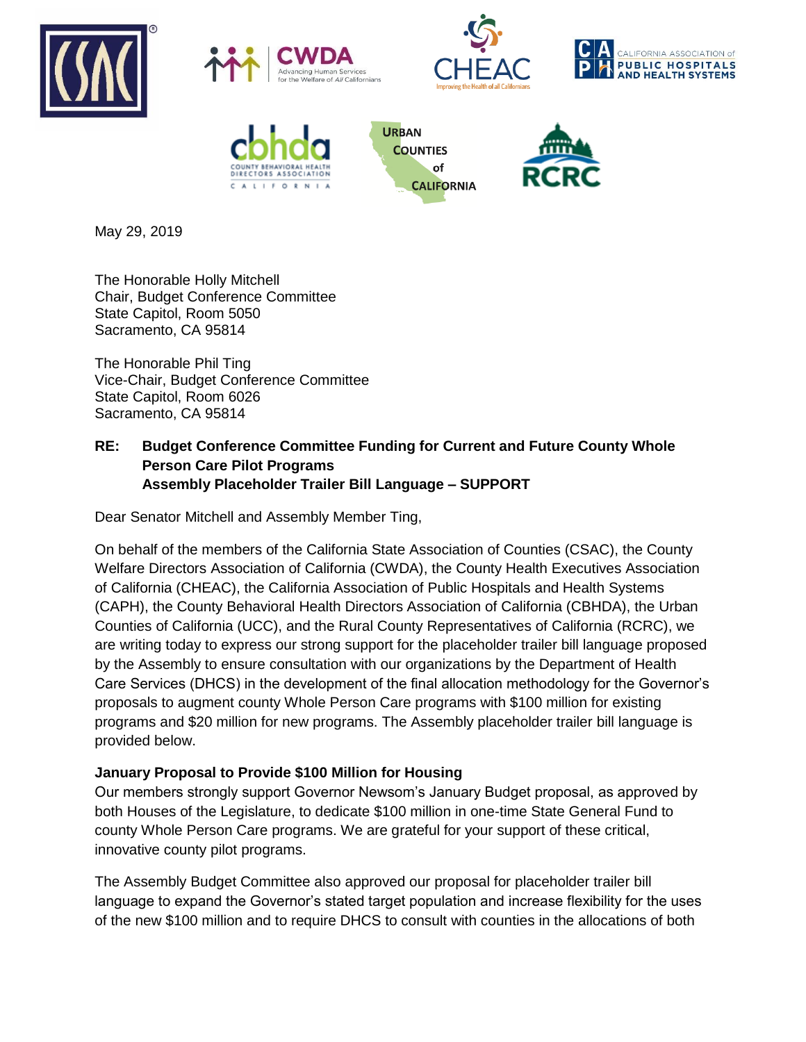May 29, 2019

The Honorable Holly Mitchell
Chair, Budget Conference Committee
State Capitol, Room 5050
Sacramento, CA 95814

The Honorable Phil Ting
Vice-Chair, Budget Conference Committee
State Capitol, Room 6026
Sacramento, CA 95814

**RE: Budget Conference Committee Funding for Current and Future County Whole Person Care Pilot Programs**
**Assembly Placeholder Trailer Bill Language – SUPPORT**

Dear Senator Mitchell and Assembly Member Ting,

On behalf of the members of the California State Association of Counties (CSAC), the County Welfare Directors Association of California (CWDA), the County Health Executives Association of California (CHEAC), the California Association of Public Hospitals and Health Systems (CAPH), the County Behavioral Health Directors Association of California (CBHDA), the Urban Counties of California (UCC), and the Rural County Representatives of California (RCRC), we are writing today to express our strong support for the placeholder trailer bill language proposed by the Assembly to ensure consultation with our organizations by the Department of Health Care Services (DHCS) in the development of the final allocation methodology for the Governor's proposals to augment county Whole Person Care programs with $100 million for existing programs and $20 million for new programs. The Assembly placeholder trailer bill language is provided below.

**January Proposal to Provide $100 Million for Housing**

Our members strongly support Governor Newsom's January Budget proposal, as approved by both Houses of the Legislature, to dedicate $100 million in one-time State General Fund to county Whole Person Care programs. We are grateful for your support of these critical, innovative county pilot programs.

The Assembly Budget Committee also approved our proposal for placeholder trailer bill language to expand the Governor's stated target population and increase flexibility for the uses of the new $100 million and to require DHCS to consult with counties in the allocations of both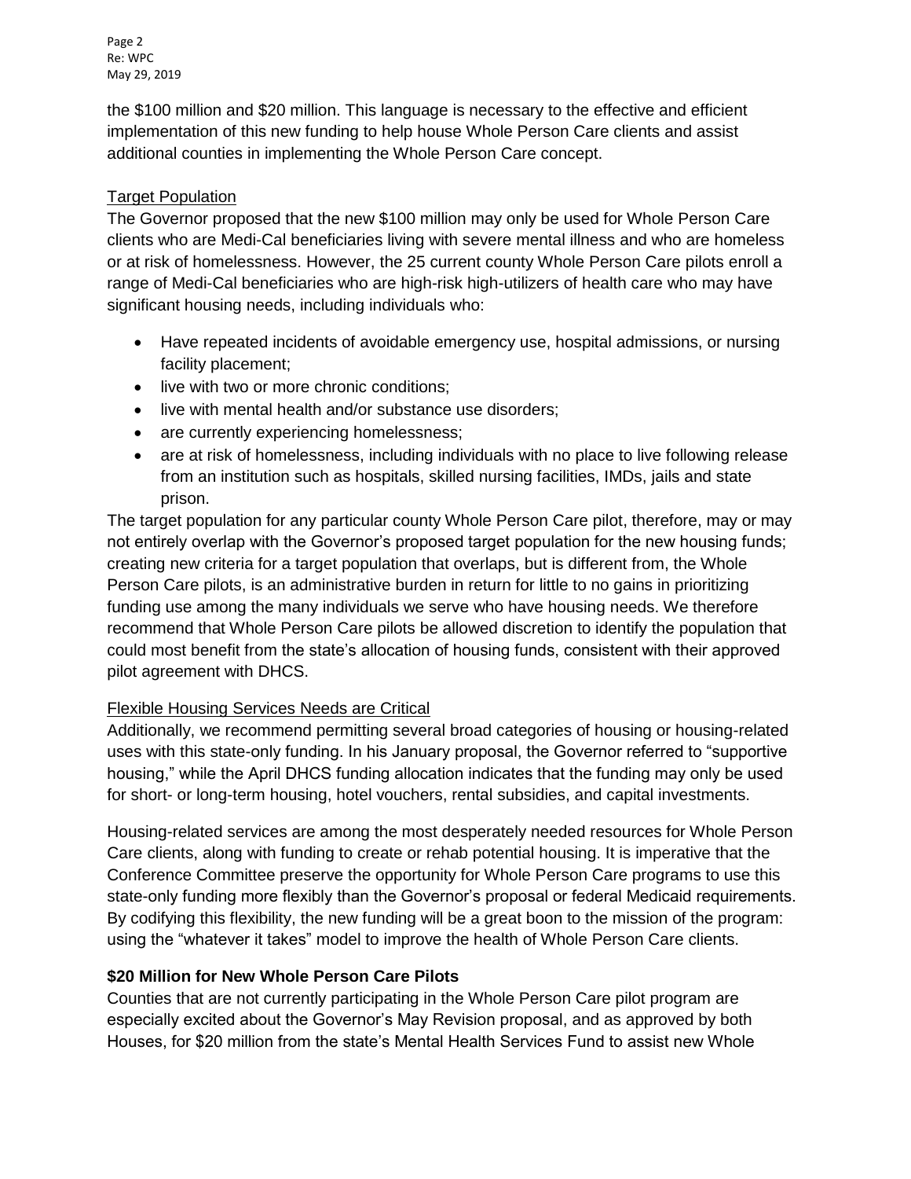the $100 million and $20 million. This language is necessary to the effective and efficient implementation of this new funding to help house Whole Person Care clients and assist additional counties in implementing the Whole Person Care concept.

<u>Target Population</u>

The Governor proposed that the new $100 million may only be used for Whole Person Care clients who are Medi-Cal beneficiaries living with severe mental illness and who are homeless or at risk of homelessness. However, the 25 current county Whole Person Care pilots enroll a range of Medi-Cal beneficiaries who are high-risk high-utilizers of health care who may have significant housing needs, including individuals who:

- Have repeated incidents of avoidable emergency use, hospital admissions, or nursing facility placement;
- live with two or more chronic conditions;
- live with mental health and/or substance use disorders;
- are currently experiencing homelessness;
- are at risk of homelessness, including individuals with no place to live following release from an institution such as hospitals, skilled nursing facilities, IMDs, jails and state prison.

The target population for any particular county Whole Person Care pilot, therefore, may or may not entirely overlap with the Governor's proposed target population for the new housing funds; creating new criteria for a target population that overlaps, but is different from, the Whole Person Care pilots, is an administrative burden in return for little to no gains in prioritizing funding use among the many individuals we serve who have housing needs. We therefore recommend that Whole Person Care pilots be allowed discretion to identify the population that could most benefit from the state's allocation of housing funds, consistent with their approved pilot agreement with DHCS.

<u>Flexible Housing Services Needs are Critical</u>

Additionally, we recommend permitting several broad categories of housing or housing-related uses with this state-only funding. In his January proposal, the Governor referred to "supportive housing," while the April DHCS funding allocation indicates that the funding may only be used for short- or long-term housing, hotel vouchers, rental subsidies, and capital investments.

Housing-related services are among the most desperately needed resources for Whole Person Care clients, along with funding to create or rehab potential housing. It is imperative that the Conference Committee preserve the opportunity for Whole Person Care programs to use this state-only funding more flexibly than the Governor's proposal or federal Medicaid requirements. By codifying this flexibility, the new funding will be a great boon to the mission of the program: using the "whatever it takes" model to improve the health of Whole Person Care clients.

**$20 Million for New Whole Person Care Pilots**

Counties that are not currently participating in the Whole Person Care pilot program are especially excited about the Governor's May Revision proposal, and as approved by both Houses, for $20 million from the state's Mental Health Services Fund to assist new Whole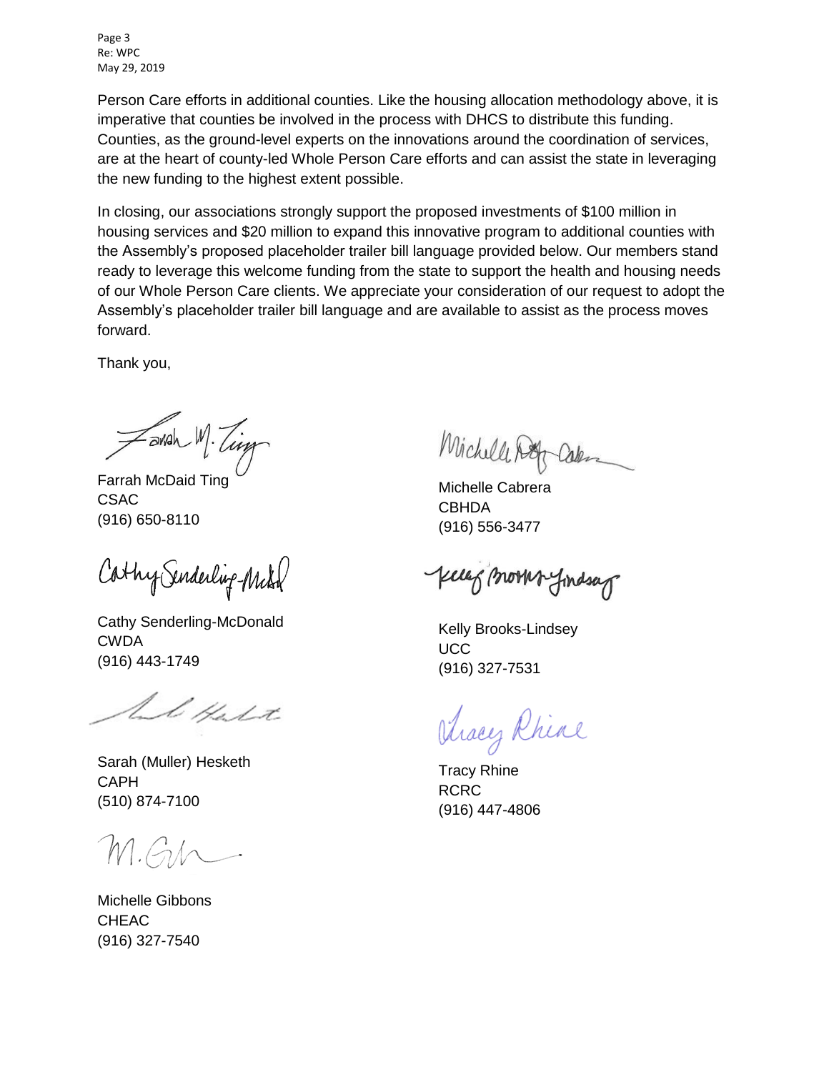Person Care efforts in additional counties. Like the housing allocation methodology above, it is imperative that counties be involved in the process with DHCS to distribute this funding. Counties, as the ground-level experts on the innovations around the coordination of services, are at the heart of county-led Whole Person Care efforts and can assist the state in leveraging the new funding to the highest extent possible.

In closing, our associations strongly support the proposed investments of $100 million in housing services and $20 million to expand this innovative program to additional counties with the Assembly's proposed placeholder trailer bill language provided below. Our members stand ready to leverage this welcome funding from the state to support the health and housing needs of our Whole Person Care clients. We appreciate your consideration of our request to adopt the Assembly's placeholder trailer bill language and are available to assist as the process moves forward.

Thank you,

Farrah McDaid Ting
CSAC
(916) 650-8110

Michelle Cabrera
CBHDA
(916) 556-3477

Cathy Senderling-McDonald
CWDA
(916) 443-1749

Kelly Brooks-Lindsey
UCC
(916) 327-7531

Sarah (Muller) Hesketh
CAPH
(510) 874-7100

Tracy Rhine
RCRC
(916) 447-4806

Michelle Gibbons
CHEAC
(916) 327-7540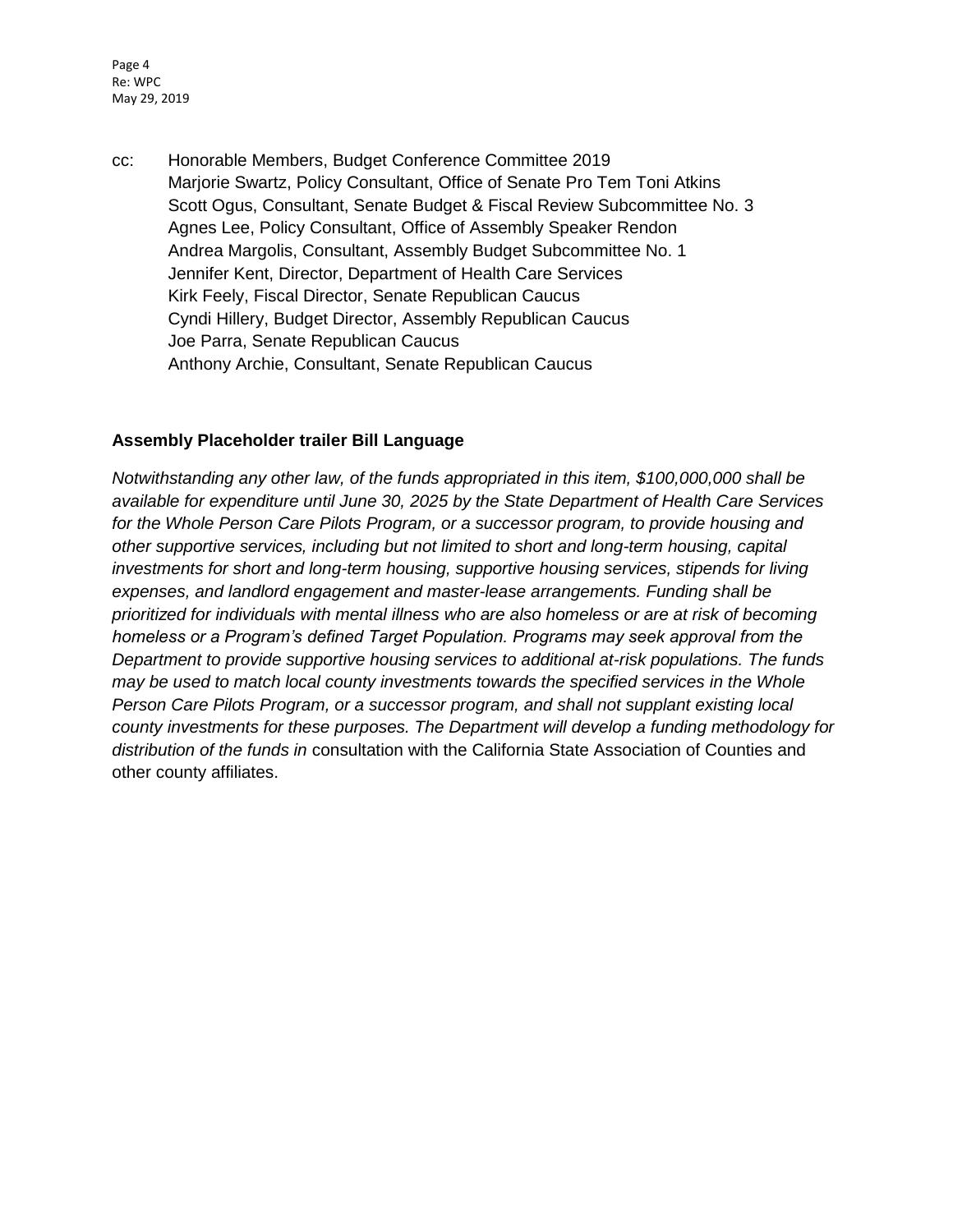cc: Honorable Members, Budget Conference Committee 2019
Marjorie Swartz, Policy Consultant, Office of Senate Pro Tem Toni Atkins
Scott Ogus, Consultant, Senate Budget & Fiscal Review Subcommittee No. 3
Agnes Lee, Policy Consultant, Office of Assembly Speaker Rendon
Andrea Margolis, Consultant, Assembly Budget Subcommittee No. 1
Jennifer Kent, Director, Department of Health Care Services
Kirk Feely, Fiscal Director, Senate Republican Caucus
Cyndi Hillery, Budget Director, Assembly Republican Caucus
Joe Parra, Senate Republican Caucus
Anthony Archie, Consultant, Senate Republican Caucus

**Assembly Placeholder trailer Bill Language**

*Notwithstanding any other law, of the funds appropriated in this item, $100,000,000 shall be available for expenditure until June 30, 2025 by the State Department of Health Care Services for the Whole Person Care Pilots Program, or a successor program, to provide housing and other supportive services, including but not limited to short and long-term housing, capital investments for short and long-term housing, supportive housing services, stipends for living expenses, and landlord engagement and master-lease arrangements. Funding shall be prioritized for individuals with mental illness who are also homeless or are at risk of becoming homeless or a Program's defined Target Population. Programs may seek approval from the Department to provide supportive housing services to additional at-risk populations. The funds may be used to match local county investments towards the specified services in the Whole Person Care Pilots Program, or a successor program, and shall not supplant existing local county investments for these purposes. The Department will develop a funding methodology for distribution of the funds in* consultation with the California State Association of Counties and other county affiliates.